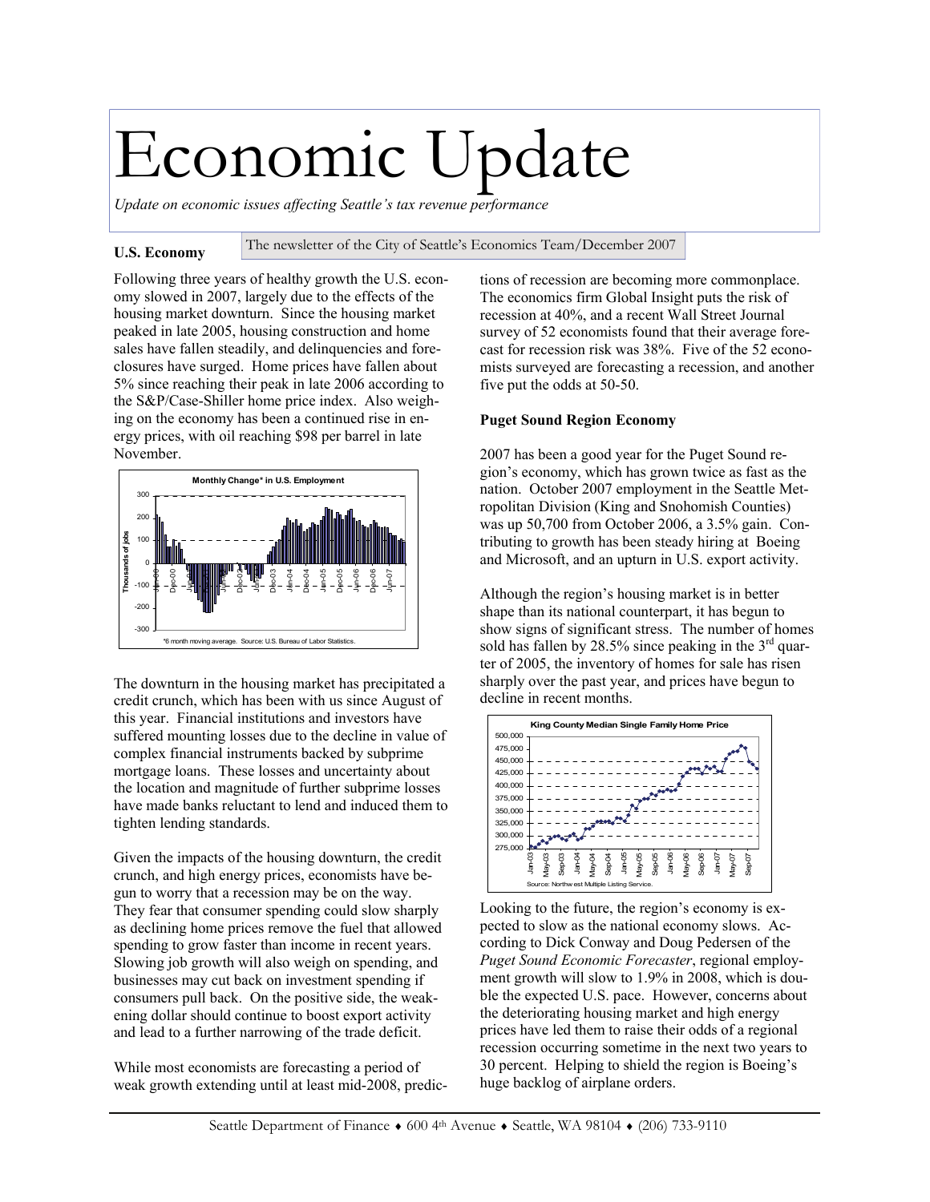# Economic Update

*Update on economic issues affecting Seattle's tax revenue performance*

The newsletter of the City of Seattle's Economics Team/December 2007

**U.S. Economy**

Following three years of healthy growth the U.S. economy slowed in 2007, largely due to the effects of the housing market downturn. Since the housing market peaked in late 2005, housing construction and home sales have fallen steadily, and delinquencies and foreclosures have surged. Home prices have fallen about 5% since reaching their peak in late 2006 according to the S&P/Case-Shiller home price index. Also weighing on the economy has been a continued rise in energy prices, with oil reaching $98 per barrel in late November.

**Monthly Change\* in U.S. Employment**

\*6 month moving average. Source: U.S. Bureau of Labor Statistics.

The downturn in the housing market has precipitated a credit crunch, which has been with us since August of this year. Financial institutions and investors have suffered mounting losses due to the decline in value of complex financial instruments backed by subprime mortgage loans. These losses and uncertainty about the location and magnitude of further subprime losses have made banks reluctant to lend and induced them to tighten lending standards.

Given the impacts of the housing downturn, the credit crunch, and high energy prices, economists have begun to worry that a recession may be on the way. They fear that consumer spending could slow sharply as declining home prices remove the fuel that allowed spending to grow faster than income in recent years. Slowing job growth will also weigh on spending, and businesses may cut back on investment spending if consumers pull back. On the positive side, the weakening dollar should continue to boost export activity and lead to a further narrowing of the trade deficit.

While most economists are forecasting a period of weak growth extending until at least mid-2008, predictions of recession are becoming more commonplace. The economics firm Global Insight puts the risk of recession at 40%, and a recent Wall Street Journal survey of 52 economists found that their average forecast for recession risk was 38%. Five of the 52 economists surveyed are forecasting a recession, and another five put the odds at 50-50.

**Puget Sound Region Economy**

2007 has been a good year for the Puget Sound region's economy, which has grown twice as fast as the nation. October 2007 employment in the Seattle Metropolitan Division (King and Snohomish Counties) was up 50,700 from October 2006, a 3.5% gain. Contributing to growth has been steady hiring at Boeing and Microsoft, and an upturn in U.S. export activity.

Although the region's housing market is in better shape than its national counterpart, it has begun to show signs of significant stress. The number of homes sold has fallen by 28.5% since peaking in the 3rd quarter of 2005, the inventory of homes for sale has risen sharply over the past year, and prices have begun to decline in recent months.

**King County Median Single Family Home Price**

Source: Northwest Multiple Listing Service.

Looking to the future, the region's economy is expected to slow as the national economy slows. According to Dick Conway and Doug Pedersen of the *Puget Sound Economic Forecaster*, regional employment growth will slow to 1.9% in 2008, which is double the expected U.S. pace. However, concerns about the deteriorating housing market and high energy prices have led them to raise their odds of a regional recession occurring sometime in the next two years to 30 percent. Helping to shield the region is Boeing's huge backlog of airplane orders.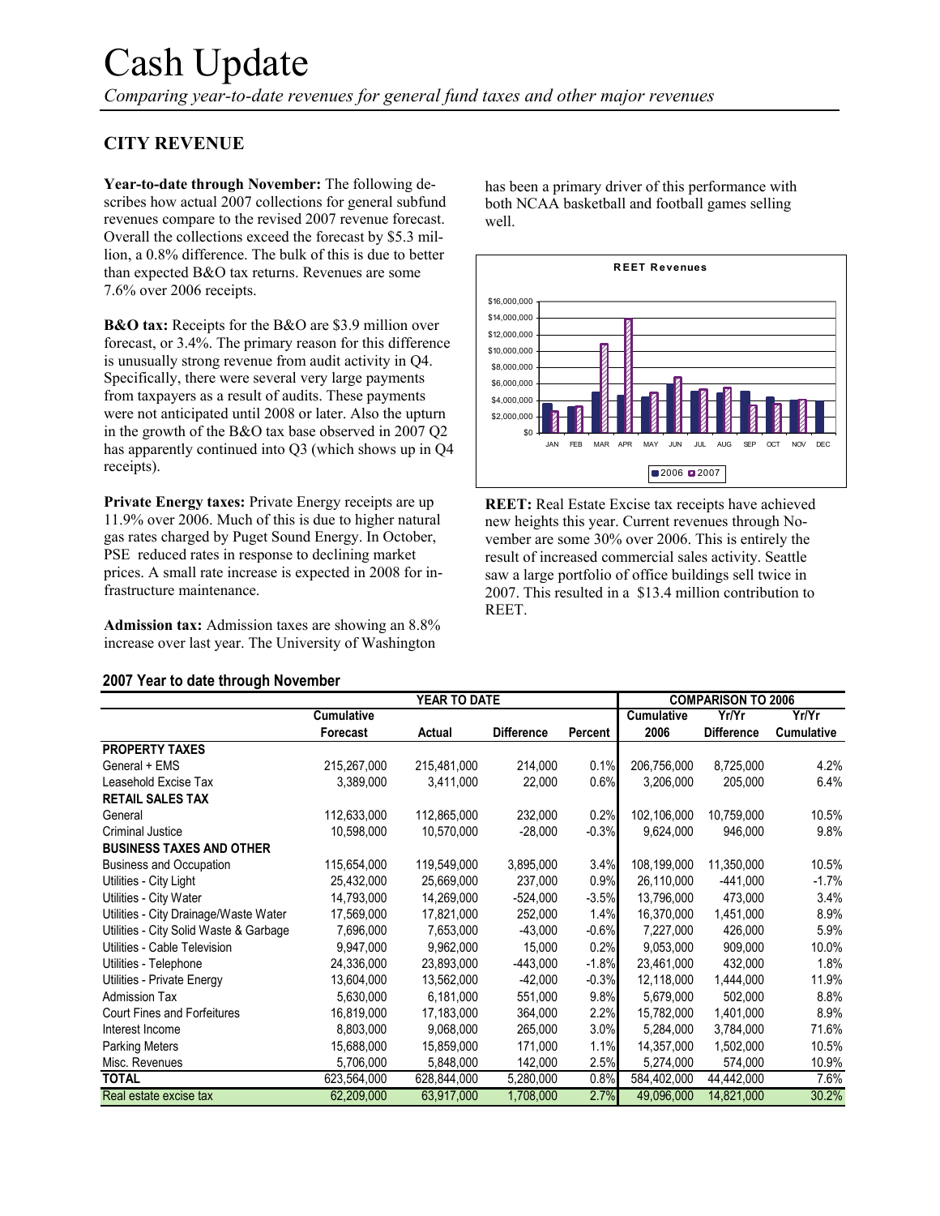# Cash Update

*Comparing year-to-date revenues for general fund taxes and other major revenues*

## CITY REVENUE

**Year-to-date through November:** The following describes how actual 2007 collections for general subfund revenues compare to the revised 2007 revenue forecast. Overall the collections exceed the forecast by $5.3 million, a 0.8% difference. The bulk of this is due to better than expected B&O tax returns. Revenues are some 7.6% over 2006 receipts.

**B&O tax:** Receipts for the B&O are $3.9 million over forecast, or 3.4%. The primary reason for this difference is unusually strong revenue from audit activity in Q4. Specifically, there were several very large payments from taxpayers as a result of audits. These payments were not anticipated until 2008 or later. Also the upturn in the growth of the B&O tax base observed in 2007 Q2 has apparently continued into Q3 (which shows up in Q4 receipts).

**Private Energy taxes:** Private Energy receipts are up 11.9% over 2006. Much of this is due to higher natural gas rates charged by Puget Sound Energy. In October, PSE reduced rates in response to declining market prices. A small rate increase is expected in 2008 for infrastructure maintenance.

**Admission tax:** Admission taxes are showing an 8.8% increase over last year. The University of Washington has been a primary driver of this performance with both NCAA basketball and football games selling well.

REET Revenues

$16,000,000
$14,000,000
$12,000,000
$10,000,000
$8,000,000
$6,000,000
$4,000,000
$2,000,000
$0

JAN FEB MAR APR MAY JUN JUL AUG SEP OCT NOV DEC

2006 2007

**REET:** Real Estate Excise tax receipts have achieved new heights this year. Current revenues through November are some 30% over 2006. This is entirely the result of increased commercial sales activity. Seattle saw a large portfolio of office buildings sell twice in 2007. This resulted in a $13.4 million contribution to REET.

### 2007 Year to date through November

| | YEAR TO DATE | | | | COMPARISON TO 2006 | | |
|---|---|---|---|---|---|---|---|
| | Cumulative Forecast | Actual | Difference | Percent | Cumulative 2006 | Yr/Yr Difference | Yr/Yr Cumulative |
| **PROPERTY TAXES** | | | | | | | |
| General + EMS | 215,267,000 | 215,481,000 | 214,000 | 0.1% | 206,756,000 | 8,725,000 | 4.2% |
| Leasehold Excise Tax | 3,389,000 | 3,411,000 | 22,000 | 0.6% | 3,206,000 | 205,000 | 6.4% |
| **RETAIL SALES TAX** | | | | | | | |
| General | 112,633,000 | 112,865,000 | 232,000 | 0.2% | 102,106,000 | 10,759,000 | 10.5% |
| Criminal Justice | 10,598,000 | 10,570,000 | -28,000 | -0.3% | 9,624,000 | 946,000 | 9.8% |
| **BUSINESS TAXES AND OTHER** | | | | | | | |
| Business and Occupation | 115,654,000 | 119,549,000 | 3,895,000 | 3.4% | 108,199,000 | 11,350,000 | 10.5% |
| Utilities - City Light | 25,432,000 | 25,669,000 | 237,000 | 0.9% | 26,110,000 | -441,000 | -1.7% |
| Utilities - City Water | 14,793,000 | 14,269,000 | -524,000 | -3.5% | 13,796,000 | 473,000 | 3.4% |
| Utilities - City Drainage/Waste Water | 17,569,000 | 17,821,000 | 252,000 | 1.4% | 16,370,000 | 1,451,000 | 8.9% |
| Utilities - City Solid Waste & Garbage | 7,696,000 | 7,653,000 | -43,000 | -0.6% | 7,227,000 | 426,000 | 5.9% |
| Utilities - Cable Television | 9,947,000 | 9,962,000 | 15,000 | 0.2% | 9,053,000 | 909,000 | 10.0% |
| Utilities - Telephone | 24,336,000 | 23,893,000 | -443,000 | -1.8% | 23,461,000 | 432,000 | 1.8% |
| Utilities - Private Energy | 13,604,000 | 13,562,000 | -42,000 | -0.3% | 12,118,000 | 1,444,000 | 11.9% |
| Admission Tax | 5,630,000 | 6,181,000 | 551,000 | 9.8% | 5,679,000 | 502,000 | 8.8% |
| Court Fines and Forfeitures | 16,819,000 | 17,183,000 | 364,000 | 2.2% | 15,782,000 | 1,401,000 | 8.9% |
| Interest Income | 8,803,000 | 9,068,000 | 265,000 | 3.0% | 5,284,000 | 3,784,000 | 71.6% |
| Parking Meters | 15,688,000 | 15,859,000 | 171,000 | 1.1% | 14,357,000 | 1,502,000 | 10.5% |
| Misc. Revenues | 5,706,000 | 5,848,000 | 142,000 | 2.5% | 5,274,000 | 574,000 | 10.9% |
| **TOTAL** | 623,564,000 | 628,844,000 | 5,280,000 | 0.8% | 584,402,000 | 44,442,000 | 7.6% |
| Real estate excise tax | 62,209,000 | 63,917,000 | 1,708,000 | 2.7% | 49,096,000 | 14,821,000 | 30.2% |